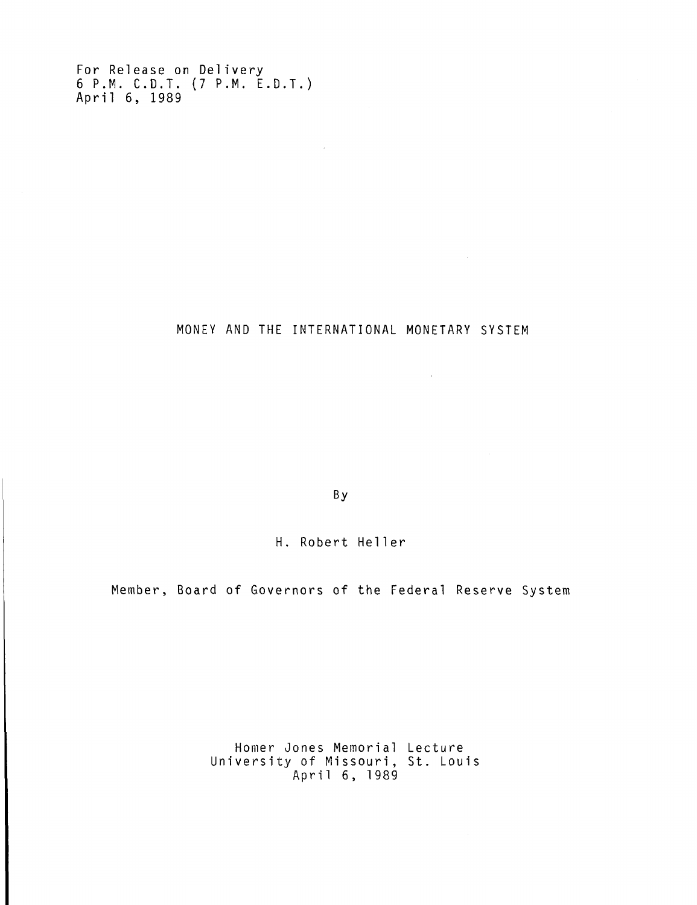For Release on Delivery
6 P.M. C.D.T. (7 P.M. E.D.T.)
April 6, 1989

# MONEY AND THE INTERNATIONAL MONETARY SYSTEM

By

H. Robert Heller

Member, Board of Governors of the Federal Reserve System

Homer Jones Memorial Lecture
University of Missouri, St. Louis
April 6, 1989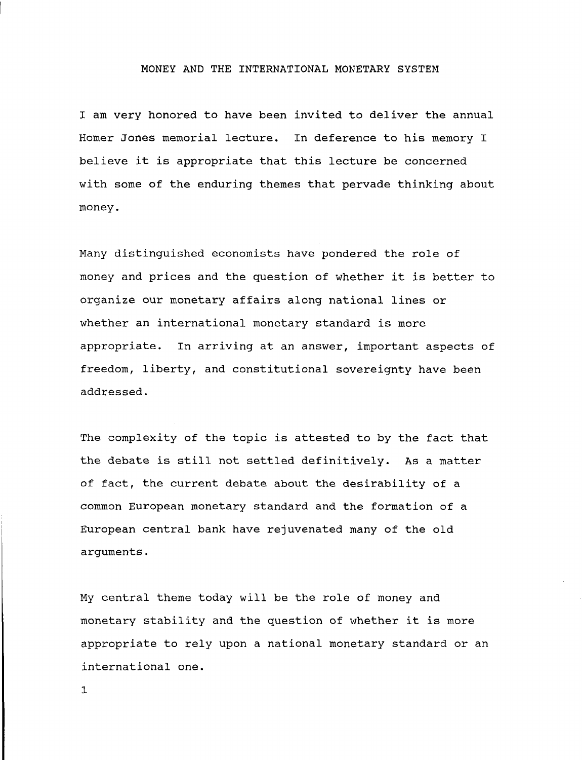# MONEY AND THE INTERNATIONAL MONETARY SYSTEM

I am very honored to have been invited to deliver the annual Homer Jones memorial lecture. In deference to his memory I believe it is appropriate that this lecture be concerned with some of the enduring themes that pervade thinking about money.

Many distinguished economists have pondered the role of money and prices and the question of whether it is better to organize our monetary affairs along national lines or whether an international monetary standard is more appropriate. In arriving at an answer, important aspects of freedom, liberty, and constitutional sovereignty have been addressed.

The complexity of the topic is attested to by the fact that the debate is still not settled definitively. As a matter of fact, the current debate about the desirability of a common European monetary standard and the formation of a European central bank have rejuvenated many of the old arguments.

My central theme today will be the role of money and monetary stability and the question of whether it is more appropriate to rely upon a national monetary standard or an international one.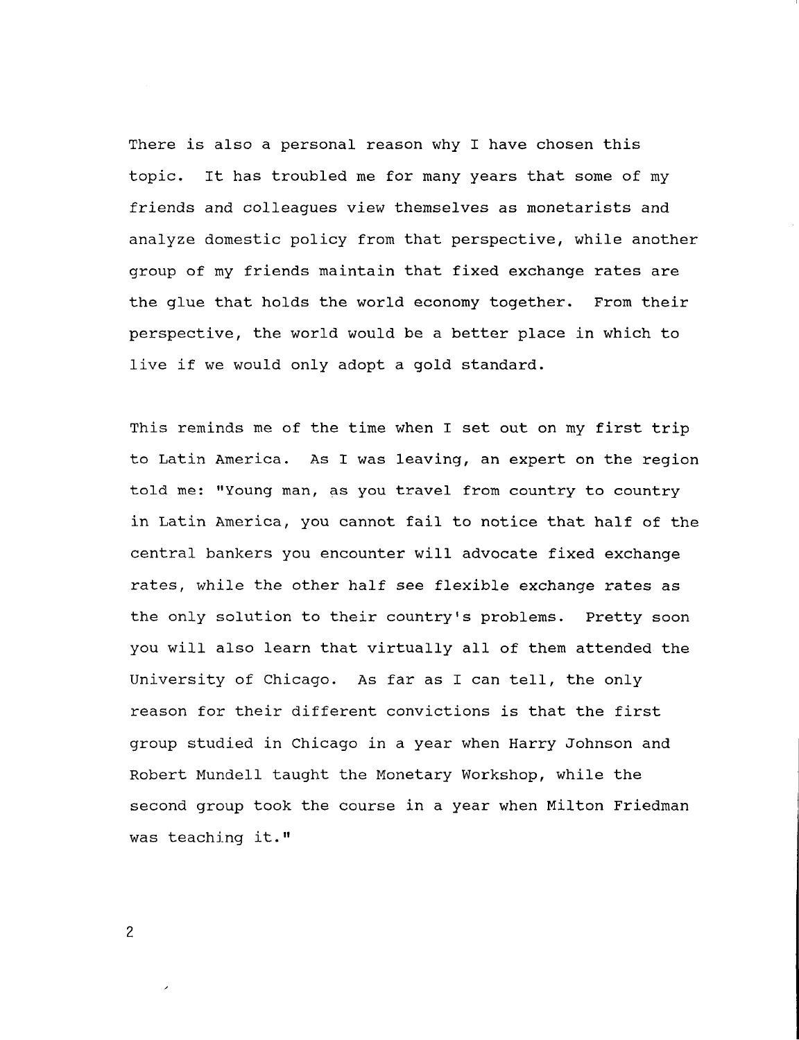There is also a personal reason why I have chosen this topic. It has troubled me for many years that some of my friends and colleagues view themselves as monetarists and analyze domestic policy from that perspective, while another group of my friends maintain that fixed exchange rates are the glue that holds the world economy together. From their perspective, the world would be a better place in which to live if we would only adopt a gold standard.

This reminds me of the time when I set out on my first trip to Latin America. As I was leaving, an expert on the region told me: "Young man, as you travel from country to country in Latin America, you cannot fail to notice that half of the central bankers you encounter will advocate fixed exchange rates, while the other half see flexible exchange rates as the only solution to their country's problems. Pretty soon you will also learn that virtually all of them attended the University of Chicago. As far as I can tell, the only reason for their different convictions is that the first group studied in Chicago in a year when Harry Johnson and Robert Mundell taught the Monetary Workshop, while the second group took the course in a year when Milton Friedman was teaching it."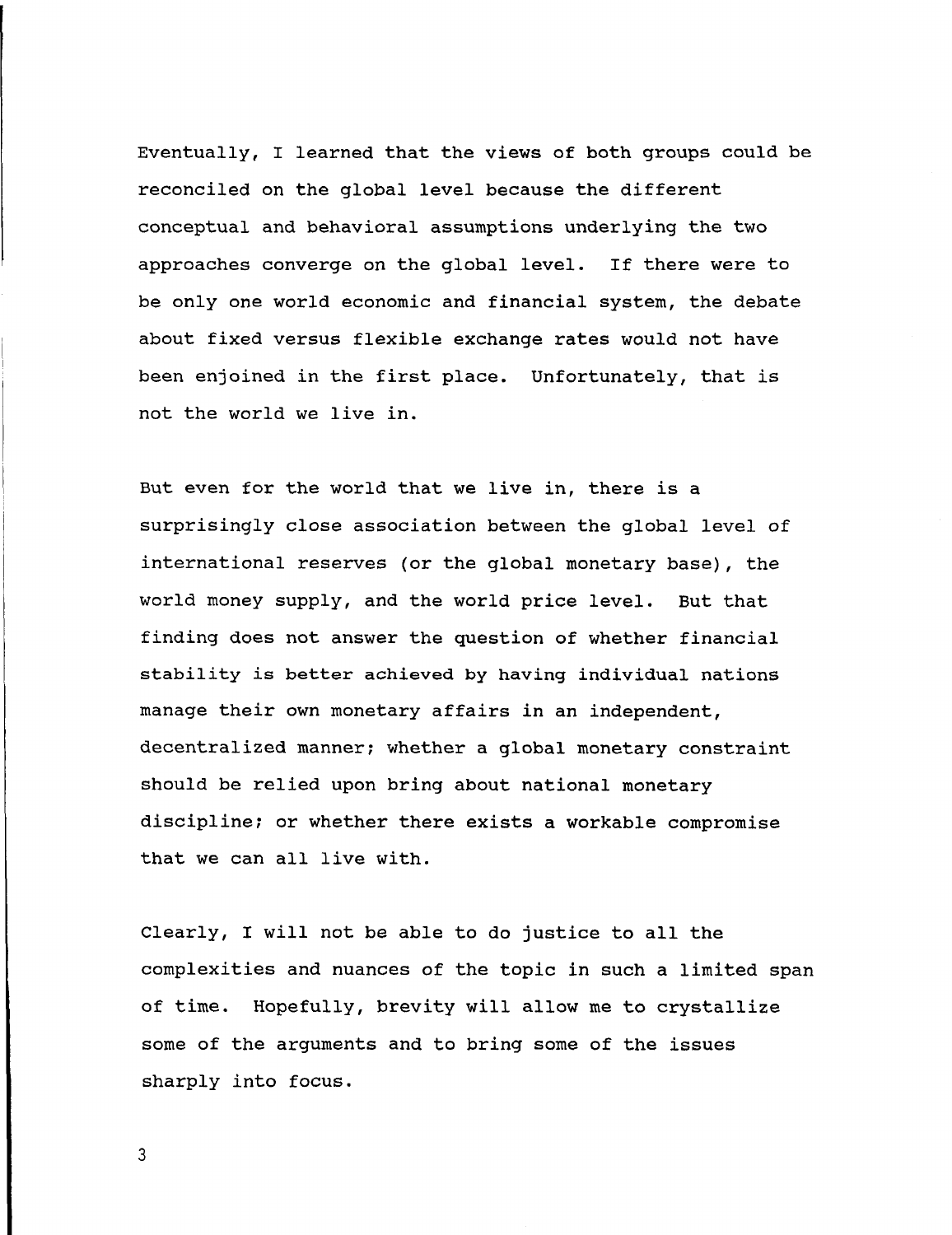Eventually, I learned that the views of both groups could be reconciled on the global level because the different conceptual and behavioral assumptions underlying the two approaches converge on the global level. If there were to be only one world economic and financial system, the debate about fixed versus flexible exchange rates would not have been enjoined in the first place. Unfortunately, that is not the world we live in.

But even for the world that we live in, there is a surprisingly close association between the global level of international reserves (or the global monetary base), the world money supply, and the world price level. But that finding does not answer the question of whether financial stability is better achieved by having individual nations manage their own monetary affairs in an independent, decentralized manner; whether a global monetary constraint should be relied upon bring about national monetary discipline; or whether there exists a workable compromise that we can all live with.

Clearly, I will not be able to do justice to all the complexities and nuances of the topic in such a limited span of time. Hopefully, brevity will allow me to crystallize some of the arguments and to bring some of the issues sharply into focus.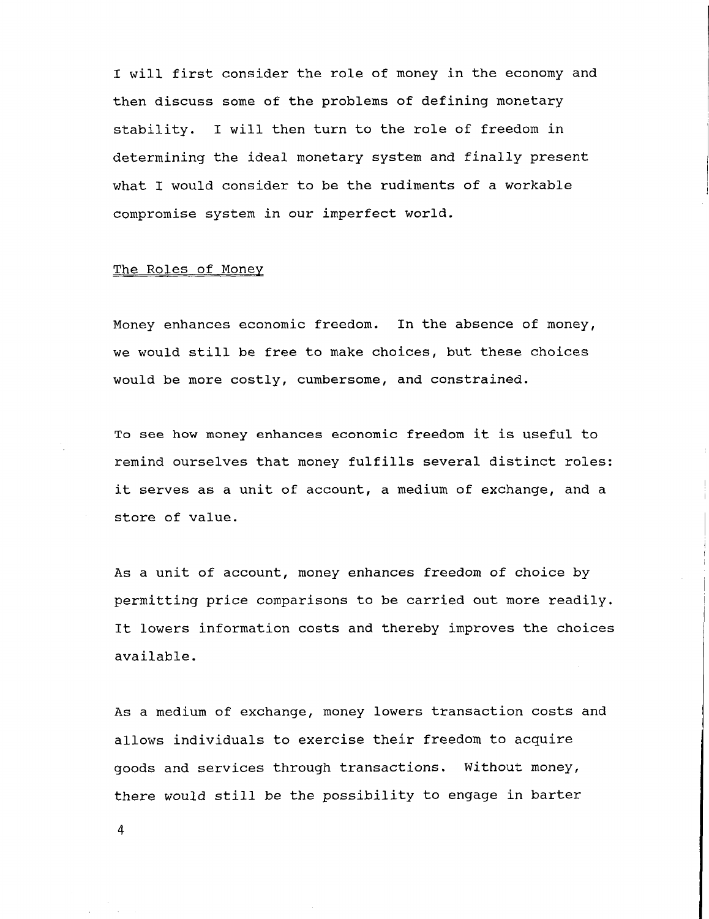I will first consider the role of money in the economy and then discuss some of the problems of defining monetary stability. I will then turn to the role of freedom in determining the ideal monetary system and finally present what I would consider to be the rudiments of a workable compromise system in our imperfect world.

## The Roles of Money

Money enhances economic freedom. In the absence of money, we would still be free to make choices, but these choices would be more costly, cumbersome, and constrained.

To see how money enhances economic freedom it is useful to remind ourselves that money fulfills several distinct roles: it serves as a unit of account, a medium of exchange, and a store of value.

As a unit of account, money enhances freedom of choice by permitting price comparisons to be carried out more readily. It lowers information costs and thereby improves the choices available.

As a medium of exchange, money lowers transaction costs and allows individuals to exercise their freedom to acquire goods and services through transactions. Without money, there would still be the possibility to engage in barter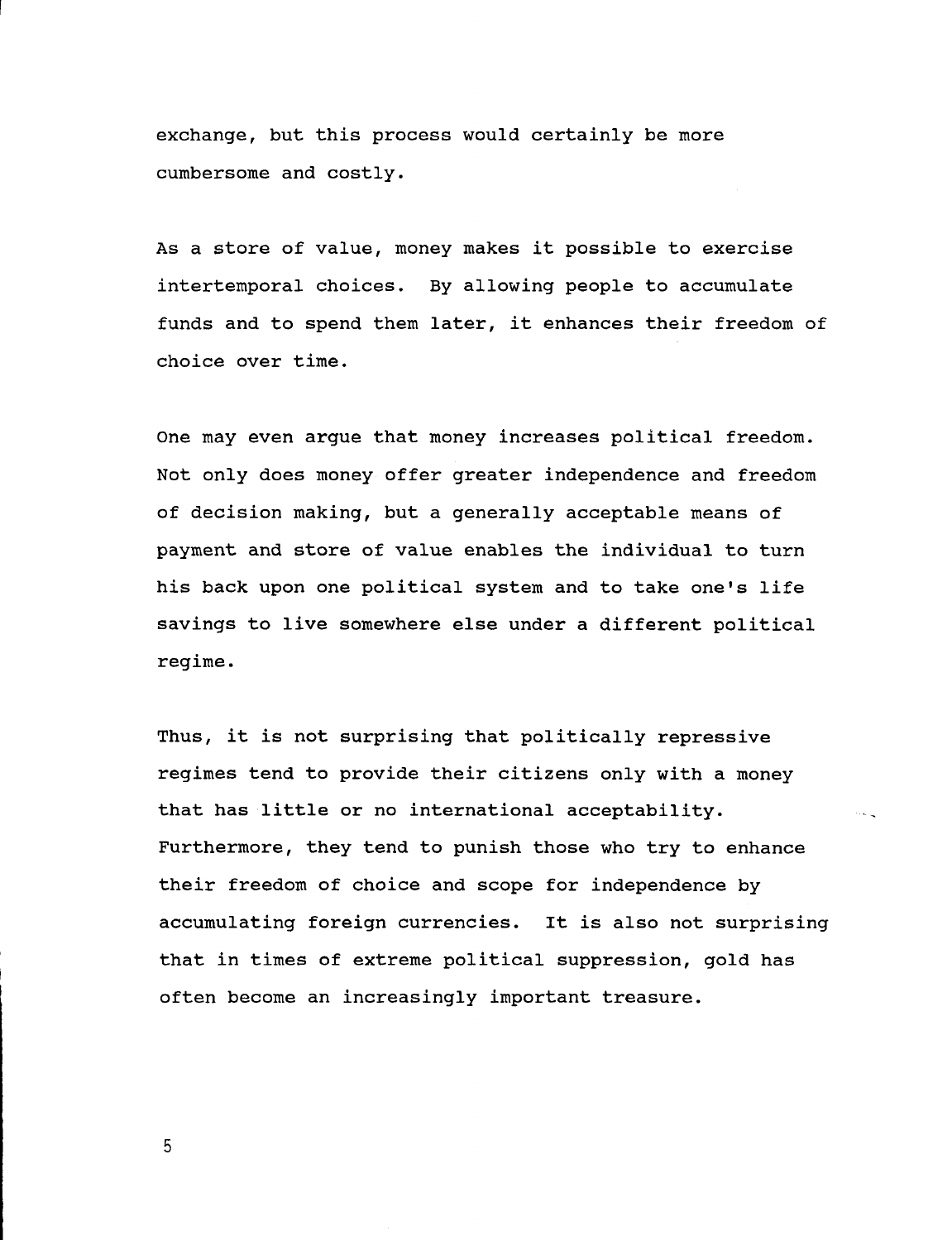exchange, but this process would certainly be more cumbersome and costly.

As a store of value, money makes it possible to exercise intertemporal choices. By allowing people to accumulate funds and to spend them later, it enhances their freedom of choice over time.

One may even argue that money increases political freedom. Not only does money offer greater independence and freedom of decision making, but a generally acceptable means of payment and store of value enables the individual to turn his back upon one political system and to take one's life savings to live somewhere else under a different political regime.

Thus, it is not surprising that politically repressive regimes tend to provide their citizens only with a money that has little or no international acceptability. Furthermore, they tend to punish those who try to enhance their freedom of choice and scope for independence by accumulating foreign currencies. It is also not surprising that in times of extreme political suppression, gold has often become an increasingly important treasure.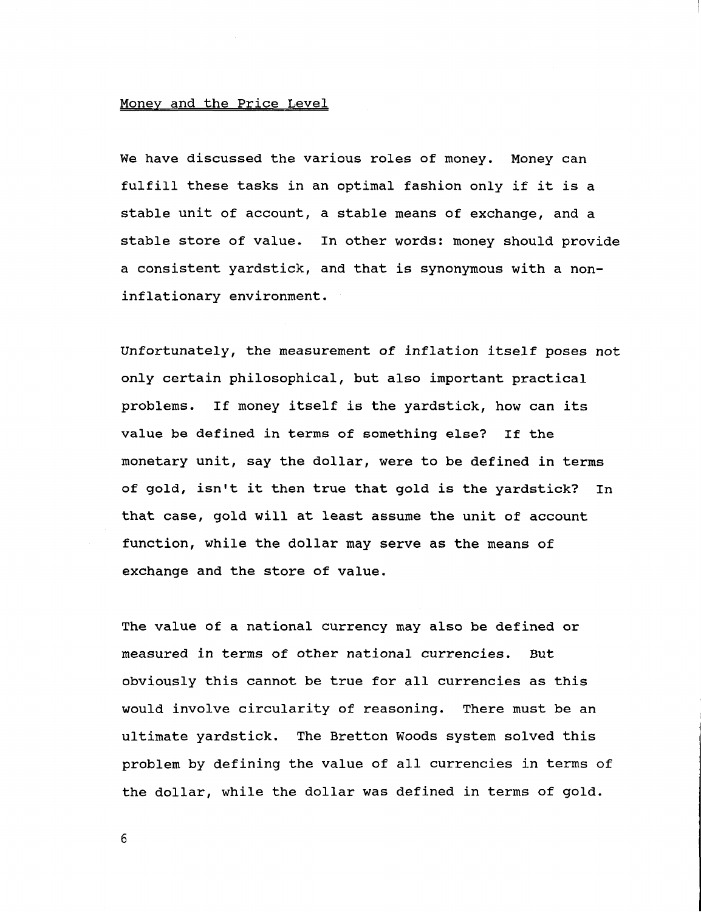## Money and the Price Level

We have discussed the various roles of money. Money can fulfill these tasks in an optimal fashion only if it is a stable unit of account, a stable means of exchange, and a stable store of value. In other words: money should provide a consistent yardstick, and that is synonymous with a non-inflationary environment.

Unfortunately, the measurement of inflation itself poses not only certain philosophical, but also important practical problems. If money itself is the yardstick, how can its value be defined in terms of something else? If the monetary unit, say the dollar, were to be defined in terms of gold, isn't it then true that gold is the yardstick? In that case, gold will at least assume the unit of account function, while the dollar may serve as the means of exchange and the store of value.

The value of a national currency may also be defined or measured in terms of other national currencies. But obviously this cannot be true for all currencies as this would involve circularity of reasoning. There must be an ultimate yardstick. The Bretton Woods system solved this problem by defining the value of all currencies in terms of the dollar, while the dollar was defined in terms of gold.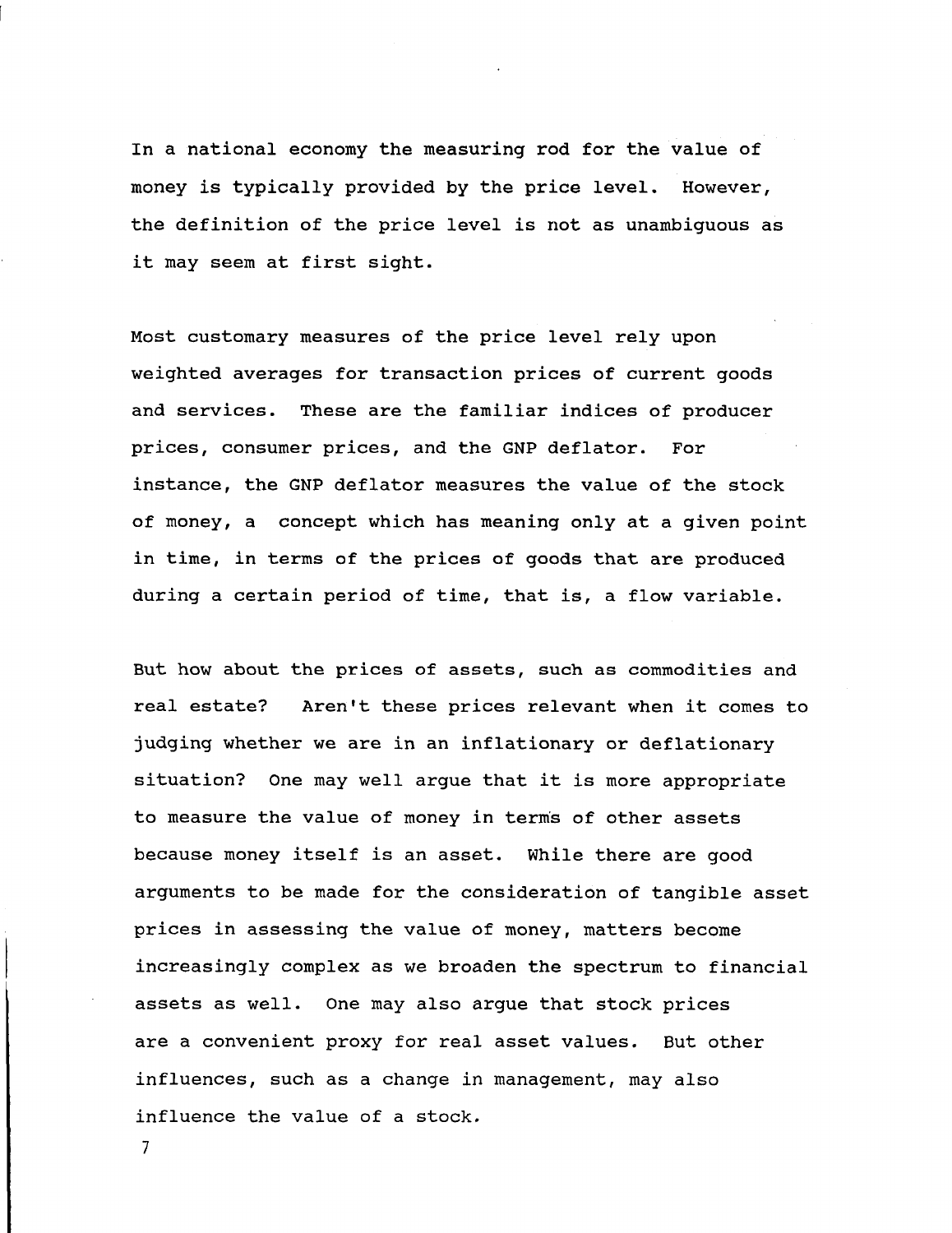In a national economy the measuring rod for the value of money is typically provided by the price level. However, the definition of the price level is not as unambiguous as it may seem at first sight.

Most customary measures of the price level rely upon weighted averages for transaction prices of current goods and services. These are the familiar indices of producer prices, consumer prices, and the GNP deflator. For instance, the GNP deflator measures the value of the stock of money, a concept which has meaning only at a given point in time, in terms of the prices of goods that are produced during a certain period of time, that is, a flow variable.

But how about the prices of assets, such as commodities and real estate? Aren't these prices relevant when it comes to judging whether we are in an inflationary or deflationary situation? One may well argue that it is more appropriate to measure the value of money in terms of other assets because money itself is an asset. While there are good arguments to be made for the consideration of tangible asset prices in assessing the value of money, matters become increasingly complex as we broaden the spectrum to financial assets as well. One may also argue that stock prices are a convenient proxy for real asset values. But other influences, such as a change in management, may also influence the value of a stock.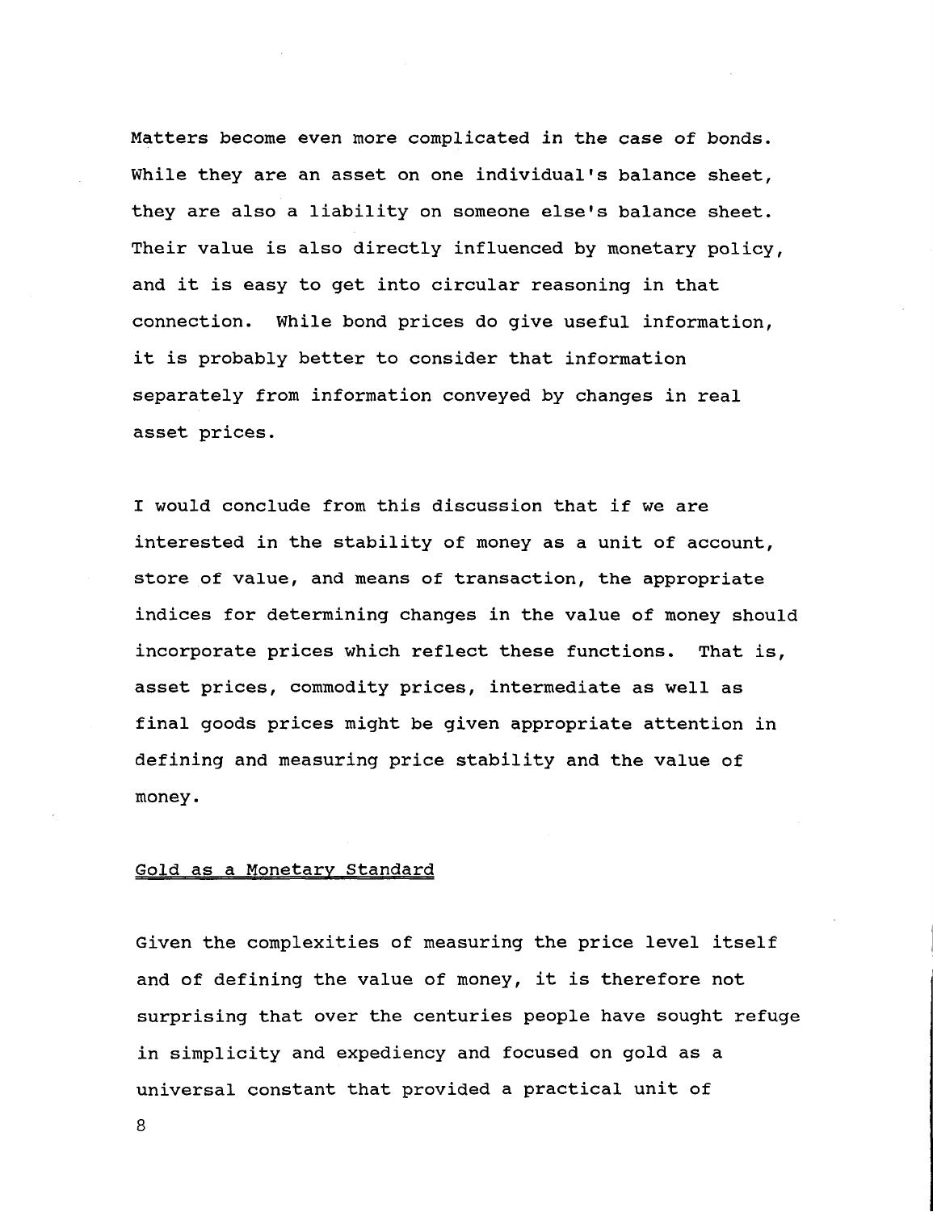Matters become even more complicated in the case of bonds. While they are an asset on one individual's balance sheet, they are also a liability on someone else's balance sheet. Their value is also directly influenced by monetary policy, and it is easy to get into circular reasoning in that connection. While bond prices do give useful information, it is probably better to consider that information separately from information conveyed by changes in real asset prices.

I would conclude from this discussion that if we are interested in the stability of money as a unit of account, store of value, and means of transaction, the appropriate indices for determining changes in the value of money should incorporate prices which reflect these functions. That is, asset prices, commodity prices, intermediate as well as final goods prices might be given appropriate attention in defining and measuring price stability and the value of money.

## Gold as a Monetary Standard

Given the complexities of measuring the price level itself and of defining the value of money, it is therefore not surprising that over the centuries people have sought refuge in simplicity and expediency and focused on gold as a universal constant that provided a practical unit of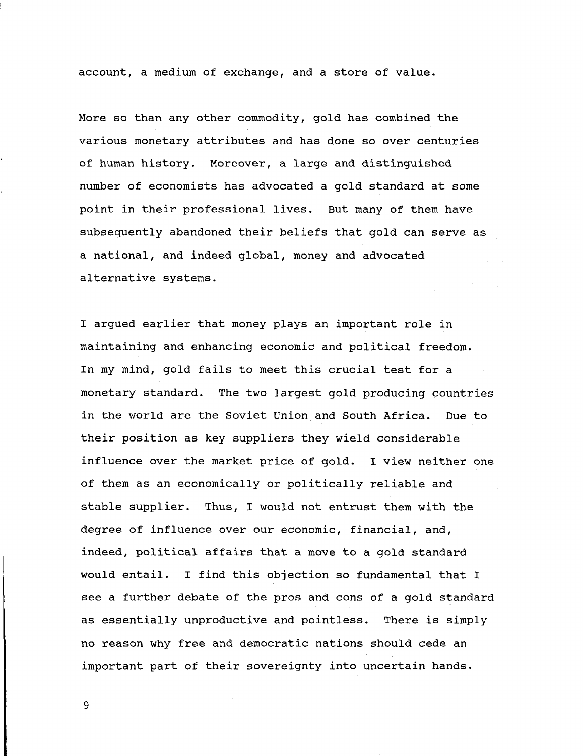account, a medium of exchange, and a store of value.

More so than any other commodity, gold has combined the various monetary attributes and has done so over centuries of human history. Moreover, a large and distinguished number of economists has advocated a gold standard at some point in their professional lives. But many of them have subsequently abandoned their beliefs that gold can serve as a national, and indeed global, money and advocated alternative systems.

I argued earlier that money plays an important role in maintaining and enhancing economic and political freedom. In my mind, gold fails to meet this crucial test for a monetary standard. The two largest gold producing countries in the world are the Soviet Union and South Africa. Due to their position as key suppliers they wield considerable influence over the market price of gold. I view neither one of them as an economically or politically reliable and stable supplier. Thus, I would not entrust them with the degree of influence over our economic, financial, and, indeed, political affairs that a move to a gold standard would entail. I find this objection so fundamental that I see a further debate of the pros and cons of a gold standard as essentially unproductive and pointless. There is simply no reason why free and democratic nations should cede an important part of their sovereignty into uncertain hands.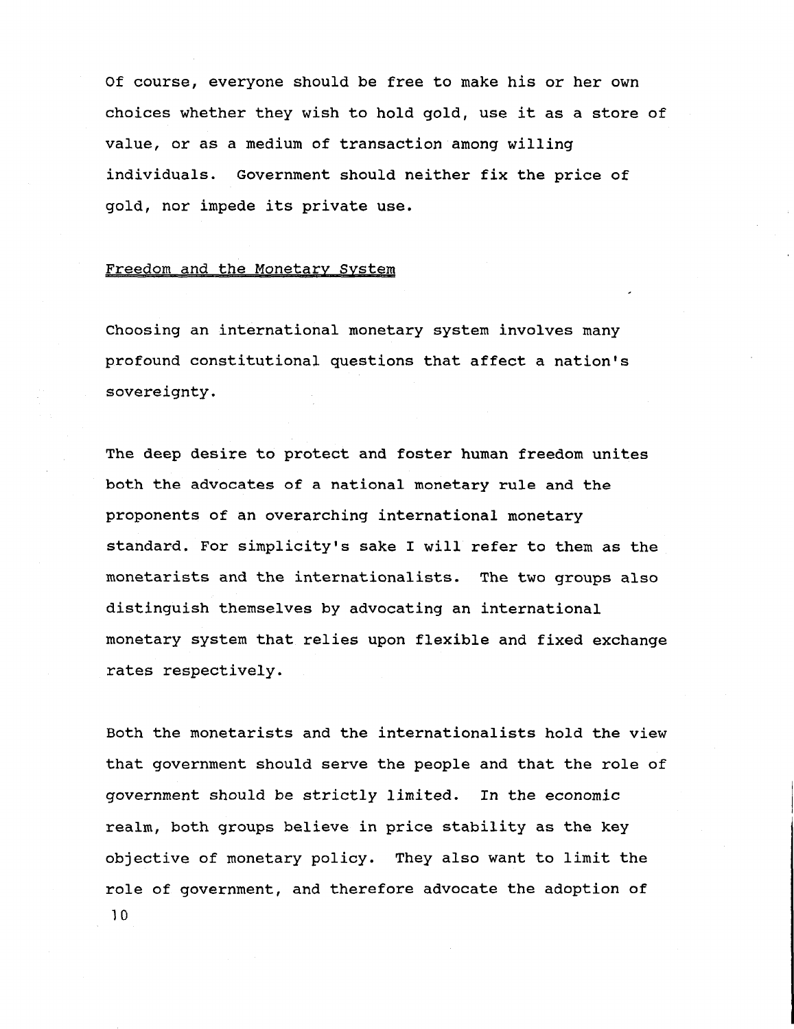Of course, everyone should be free to make his or her own choices whether they wish to hold gold, use it as a store of value, or as a medium of transaction among willing individuals. Government should neither fix the price of gold, nor impede its private use.

## Freedom and the Monetary System

Choosing an international monetary system involves many profound constitutional questions that affect a nation's sovereignty.

The deep desire to protect and foster human freedom unites both the advocates of a national monetary rule and the proponents of an overarching international monetary standard. For simplicity's sake I will refer to them as the monetarists and the internationalists. The two groups also distinguish themselves by advocating an international monetary system that relies upon flexible and fixed exchange rates respectively.

Both the monetarists and the internationalists hold the view that government should serve the people and that the role of government should be strictly limited. In the economic realm, both groups believe in price stability as the key objective of monetary policy. They also want to limit the role of government, and therefore advocate the adoption of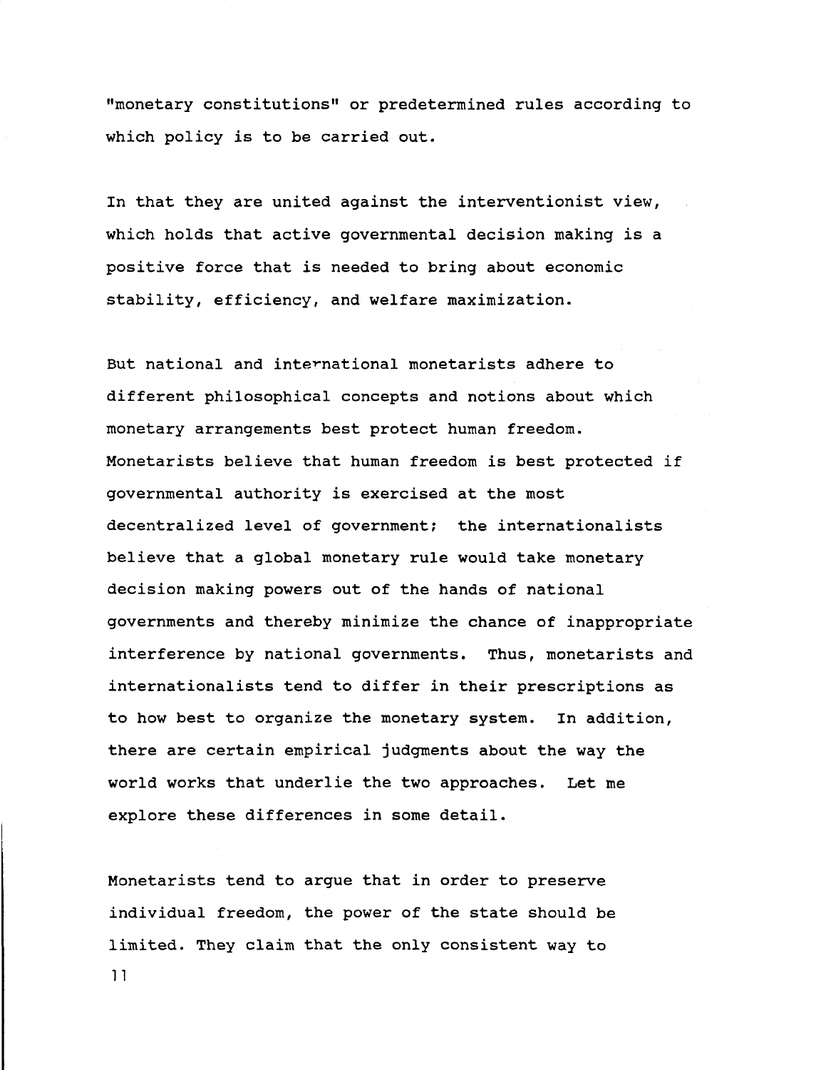"monetary constitutions" or predetermined rules according to which policy is to be carried out.

In that they are united against the interventionist view, which holds that active governmental decision making is a positive force that is needed to bring about economic stability, efficiency, and welfare maximization.

But national and international monetarists adhere to different philosophical concepts and notions about which monetary arrangements best protect human freedom. Monetarists believe that human freedom is best protected if governmental authority is exercised at the most decentralized level of government; the internationalists believe that a global monetary rule would take monetary decision making powers out of the hands of national governments and thereby minimize the chance of inappropriate interference by national governments. Thus, monetarists and internationalists tend to differ in their prescriptions as to how best to organize the monetary system. In addition, there are certain empirical judgments about the way the world works that underlie the two approaches. Let me explore these differences in some detail.

Monetarists tend to argue that in order to preserve individual freedom, the power of the state should be limited. They claim that the only consistent way to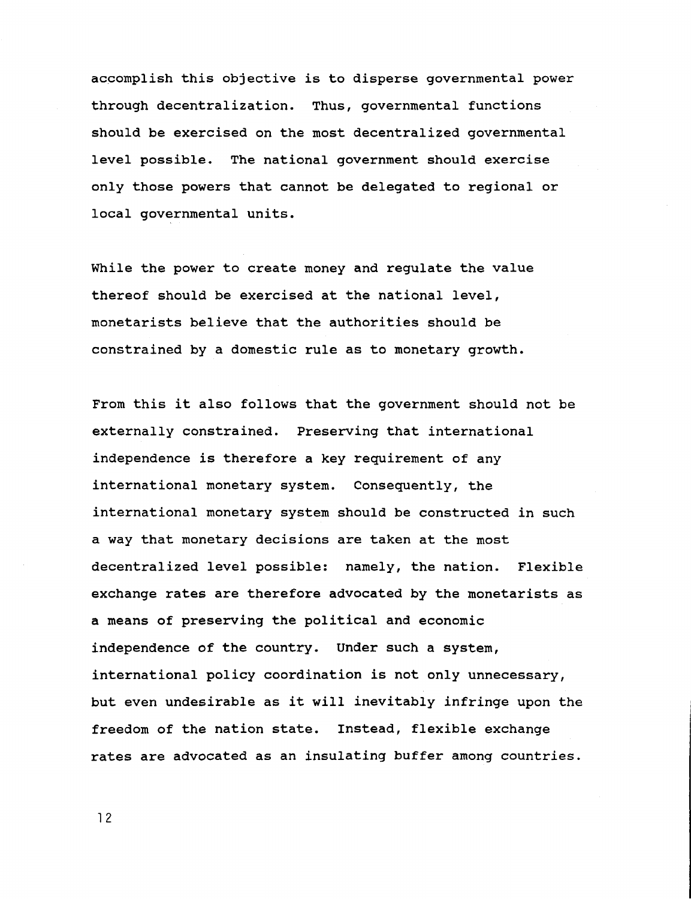accomplish this objective is to disperse governmental power through decentralization. Thus, governmental functions should be exercised on the most decentralized governmental level possible. The national government should exercise only those powers that cannot be delegated to regional or local governmental units.

While the power to create money and regulate the value thereof should be exercised at the national level, monetarists believe that the authorities should be constrained by a domestic rule as to monetary growth.

From this it also follows that the government should not be externally constrained. Preserving that international independence is therefore a key requirement of any international monetary system. Consequently, the international monetary system should be constructed in such a way that monetary decisions are taken at the most decentralized level possible: namely, the nation. Flexible exchange rates are therefore advocated by the monetarists as a means of preserving the political and economic independence of the country. Under such a system, international policy coordination is not only unnecessary, but even undesirable as it will inevitably infringe upon the freedom of the nation state. Instead, flexible exchange rates are advocated as an insulating buffer among countries.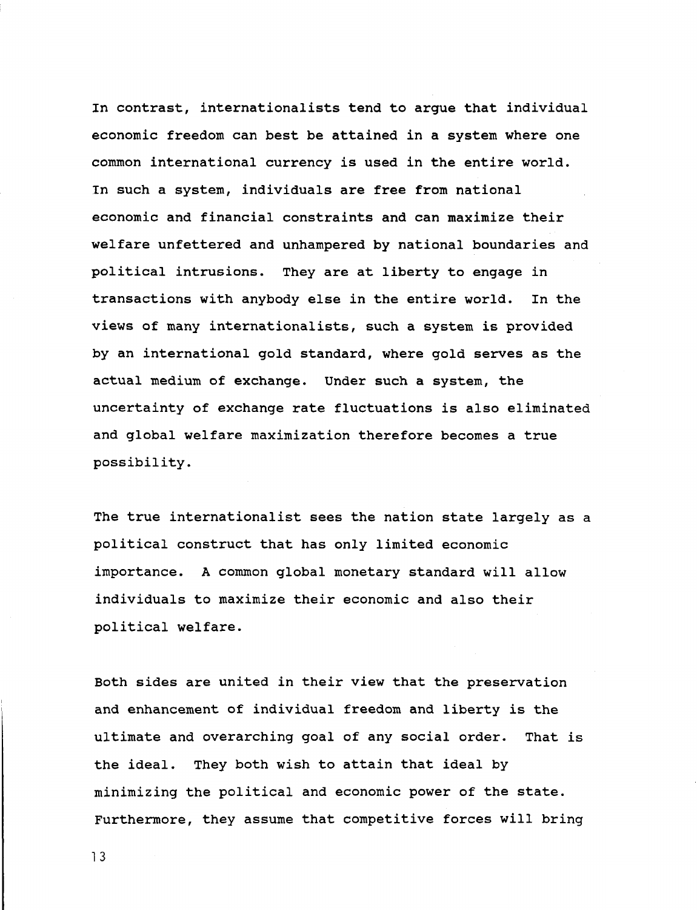In contrast, internationalists tend to argue that individual economic freedom can best be attained in a system where one common international currency is used in the entire world. In such a system, individuals are free from national economic and financial constraints and can maximize their welfare unfettered and unhampered by national boundaries and political intrusions. They are at liberty to engage in transactions with anybody else in the entire world. In the views of many internationalists, such a system is provided by an international gold standard, where gold serves as the actual medium of exchange. Under such a system, the uncertainty of exchange rate fluctuations is also eliminated and global welfare maximization therefore becomes a true possibility.

The true internationalist sees the nation state largely as a political construct that has only limited economic importance. A common global monetary standard will allow individuals to maximize their economic and also their political welfare.

Both sides are united in their view that the preservation and enhancement of individual freedom and liberty is the ultimate and overarching goal of any social order. That is the ideal. They both wish to attain that ideal by minimizing the political and economic power of the state. Furthermore, they assume that competitive forces will bring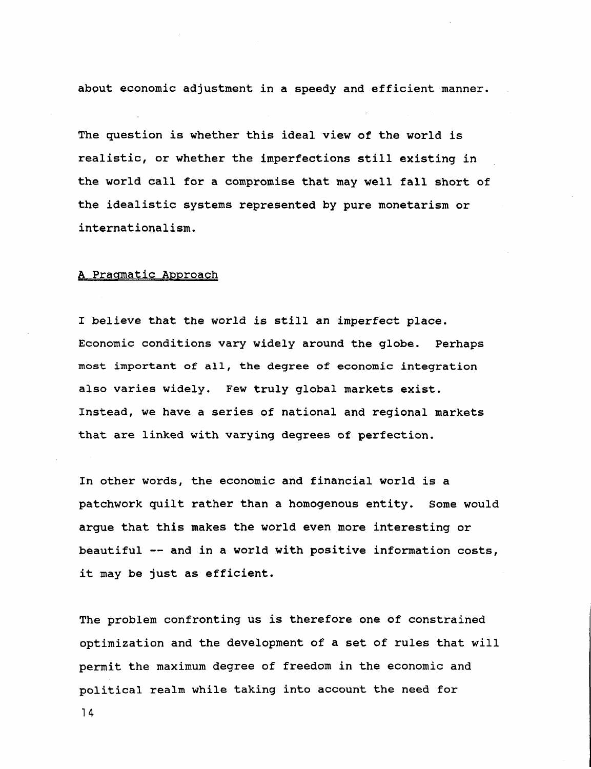about economic adjustment in a speedy and efficient manner.

The question is whether this ideal view of the world is realistic, or whether the imperfections still existing in the world call for a compromise that may well fall short of the idealistic systems represented by pure monetarism or internationalism.

## A Pragmatic Approach

I believe that the world is still an imperfect place. Economic conditions vary widely around the globe. Perhaps most important of all, the degree of economic integration also varies widely. Few truly global markets exist. Instead, we have a series of national and regional markets that are linked with varying degrees of perfection.

In other words, the economic and financial world is a patchwork quilt rather than a homogenous entity. Some would argue that this makes the world even more interesting or beautiful -- and in a world with positive information costs, it may be just as efficient.

The problem confronting us is therefore one of constrained optimization and the development of a set of rules that will permit the maximum degree of freedom in the economic and political realm while taking into account the need for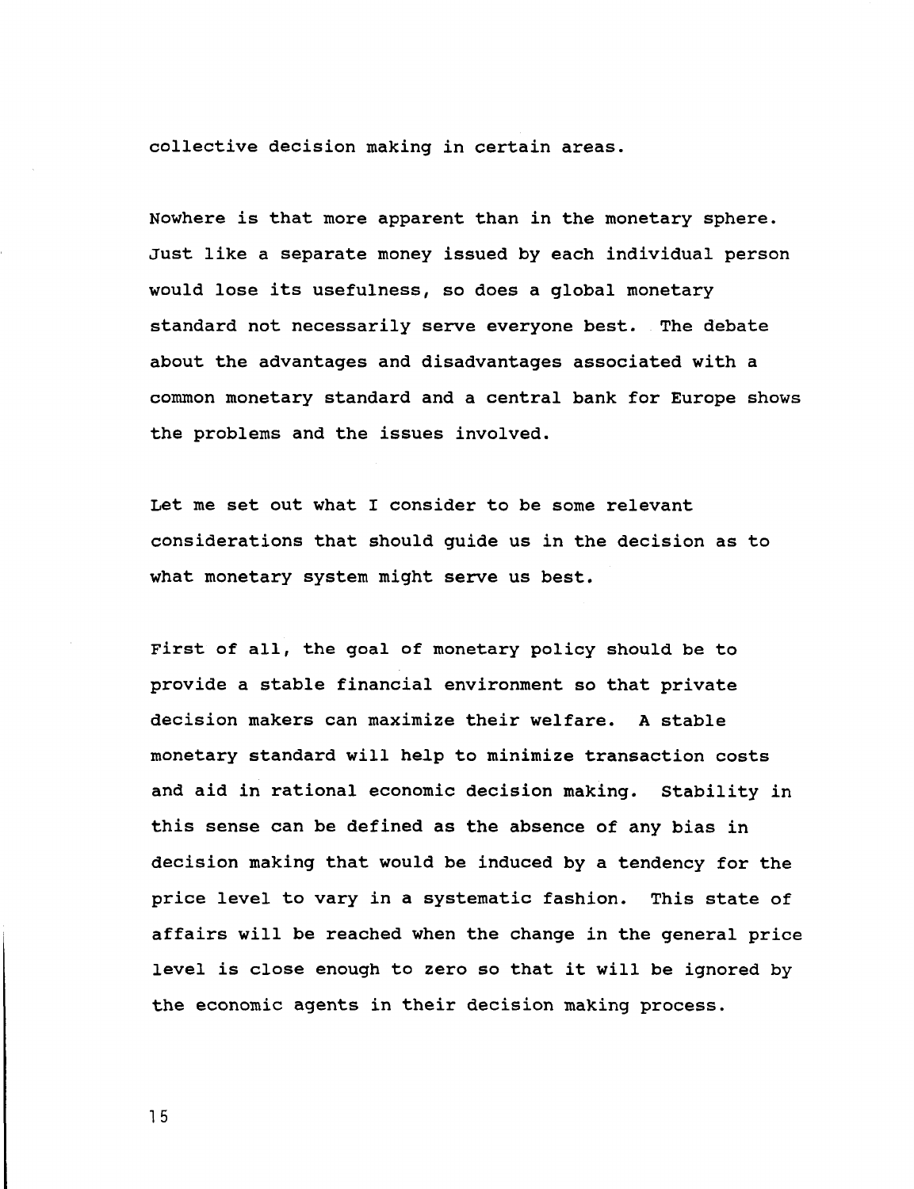collective decision making in certain areas.

Nowhere is that more apparent than in the monetary sphere. Just like a separate money issued by each individual person would lose its usefulness, so does a global monetary standard not necessarily serve everyone best. The debate about the advantages and disadvantages associated with a common monetary standard and a central bank for Europe shows the problems and the issues involved.

Let me set out what I consider to be some relevant considerations that should guide us in the decision as to what monetary system might serve us best.

First of all, the goal of monetary policy should be to provide a stable financial environment so that private decision makers can maximize their welfare. A stable monetary standard will help to minimize transaction costs and aid in rational economic decision making. Stability in this sense can be defined as the absence of any bias in decision making that would be induced by a tendency for the price level to vary in a systematic fashion. This state of affairs will be reached when the change in the general price level is close enough to zero so that it will be ignored by the economic agents in their decision making process.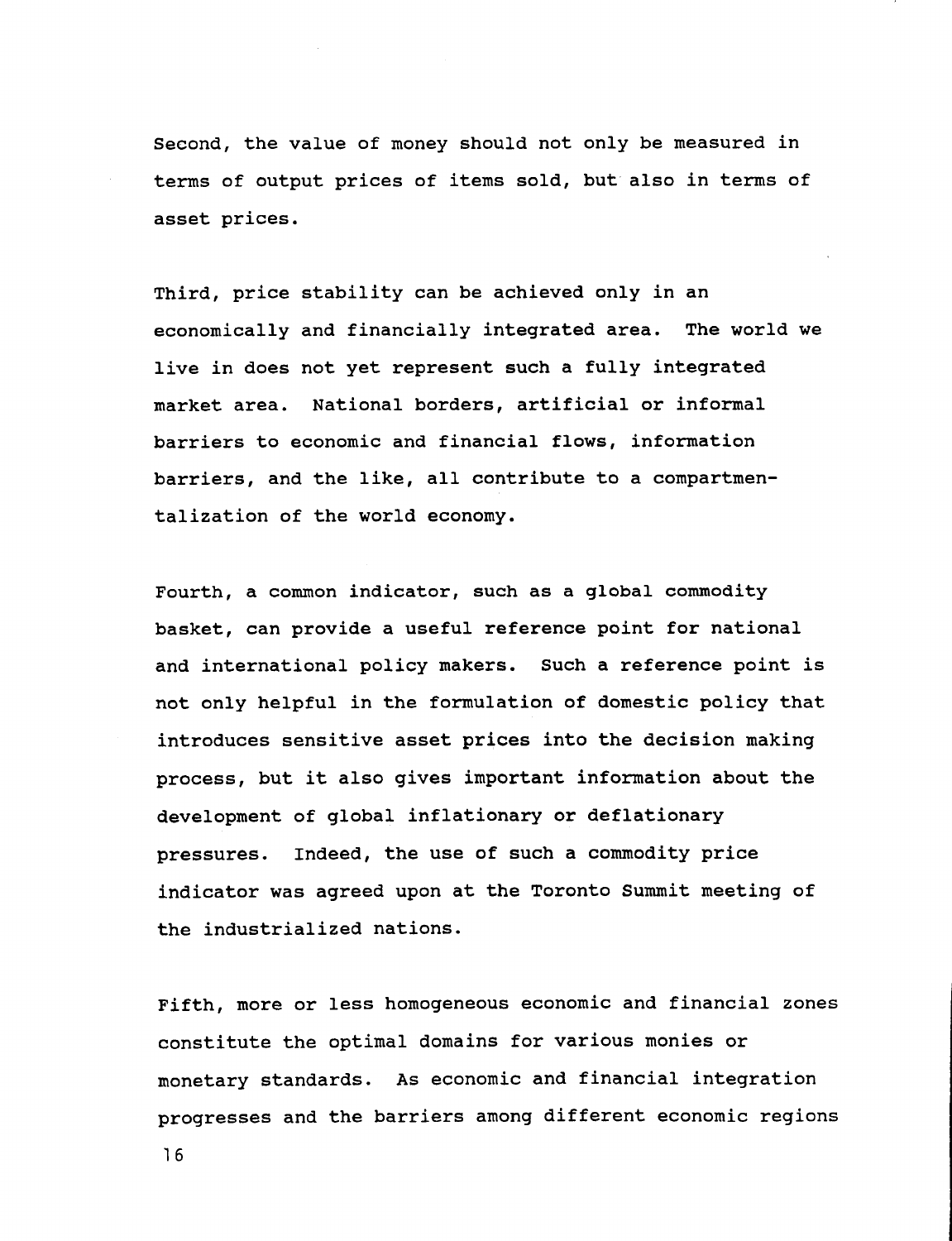Second, the value of money should not only be measured in terms of output prices of items sold, but also in terms of asset prices.

Third, price stability can be achieved only in an economically and financially integrated area. The world we live in does not yet represent such a fully integrated market area. National borders, artificial or informal barriers to economic and financial flows, information barriers, and the like, all contribute to a compartmentalization of the world economy.

Fourth, a common indicator, such as a global commodity basket, can provide a useful reference point for national and international policy makers. Such a reference point is not only helpful in the formulation of domestic policy that introduces sensitive asset prices into the decision making process, but it also gives important information about the development of global inflationary or deflationary pressures. Indeed, the use of such a commodity price indicator was agreed upon at the Toronto Summit meeting of the industrialized nations.

Fifth, more or less homogeneous economic and financial zones constitute the optimal domains for various monies or monetary standards. As economic and financial integration progresses and the barriers among different economic regions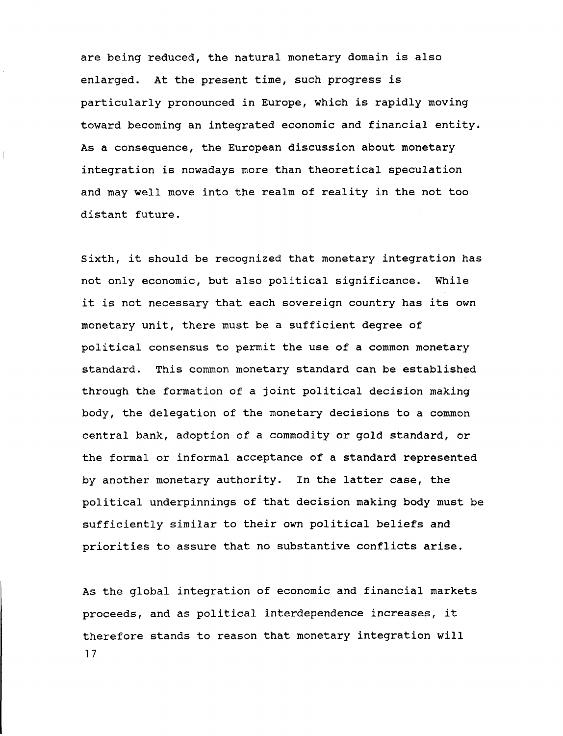are being reduced, the natural monetary domain is also enlarged. At the present time, such progress is particularly pronounced in Europe, which is rapidly moving toward becoming an integrated economic and financial entity. As a consequence, the European discussion about monetary integration is nowadays more than theoretical speculation and may well move into the realm of reality in the not too distant future.

Sixth, it should be recognized that monetary integration has not only economic, but also political significance. While it is not necessary that each sovereign country has its own monetary unit, there must be a sufficient degree of political consensus to permit the use of a common monetary standard. This common monetary standard can be established through the formation of a joint political decision making body, the delegation of the monetary decisions to a common central bank, adoption of a commodity or gold standard, or the formal or informal acceptance of a standard represented by another monetary authority. In the latter case, the political underpinnings of that decision making body must be sufficiently similar to their own political beliefs and priorities to assure that no substantive conflicts arise.

As the global integration of economic and financial markets proceeds, and as political interdependence increases, it therefore stands to reason that monetary integration will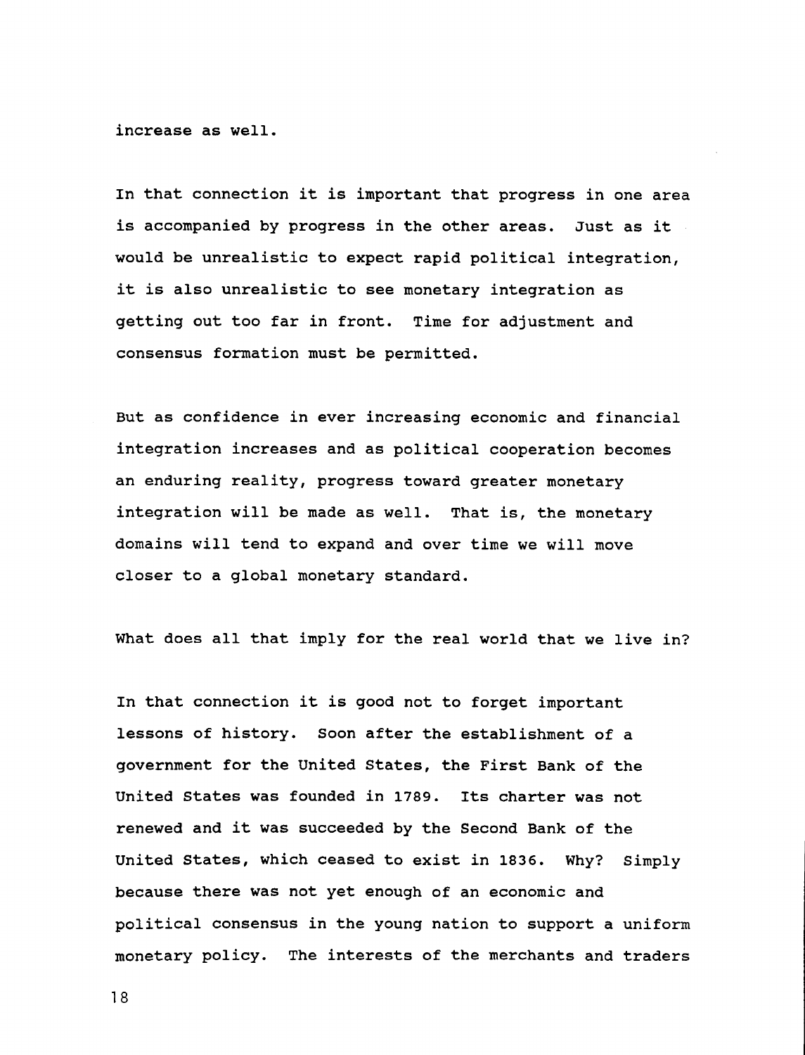increase as well.

In that connection it is important that progress in one area is accompanied by progress in the other areas. Just as it would be unrealistic to expect rapid political integration, it is also unrealistic to see monetary integration as getting out too far in front. Time for adjustment and consensus formation must be permitted.

But as confidence in ever increasing economic and financial integration increases and as political cooperation becomes an enduring reality, progress toward greater monetary integration will be made as well. That is, the monetary domains will tend to expand and over time we will move closer to a global monetary standard.

What does all that imply for the real world that we live in?

In that connection it is good not to forget important lessons of history. Soon after the establishment of a government for the United States, the First Bank of the United States was founded in 1789. Its charter was not renewed and it was succeeded by the Second Bank of the United States, which ceased to exist in 1836. Why? Simply because there was not yet enough of an economic and political consensus in the young nation to support a uniform monetary policy. The interests of the merchants and traders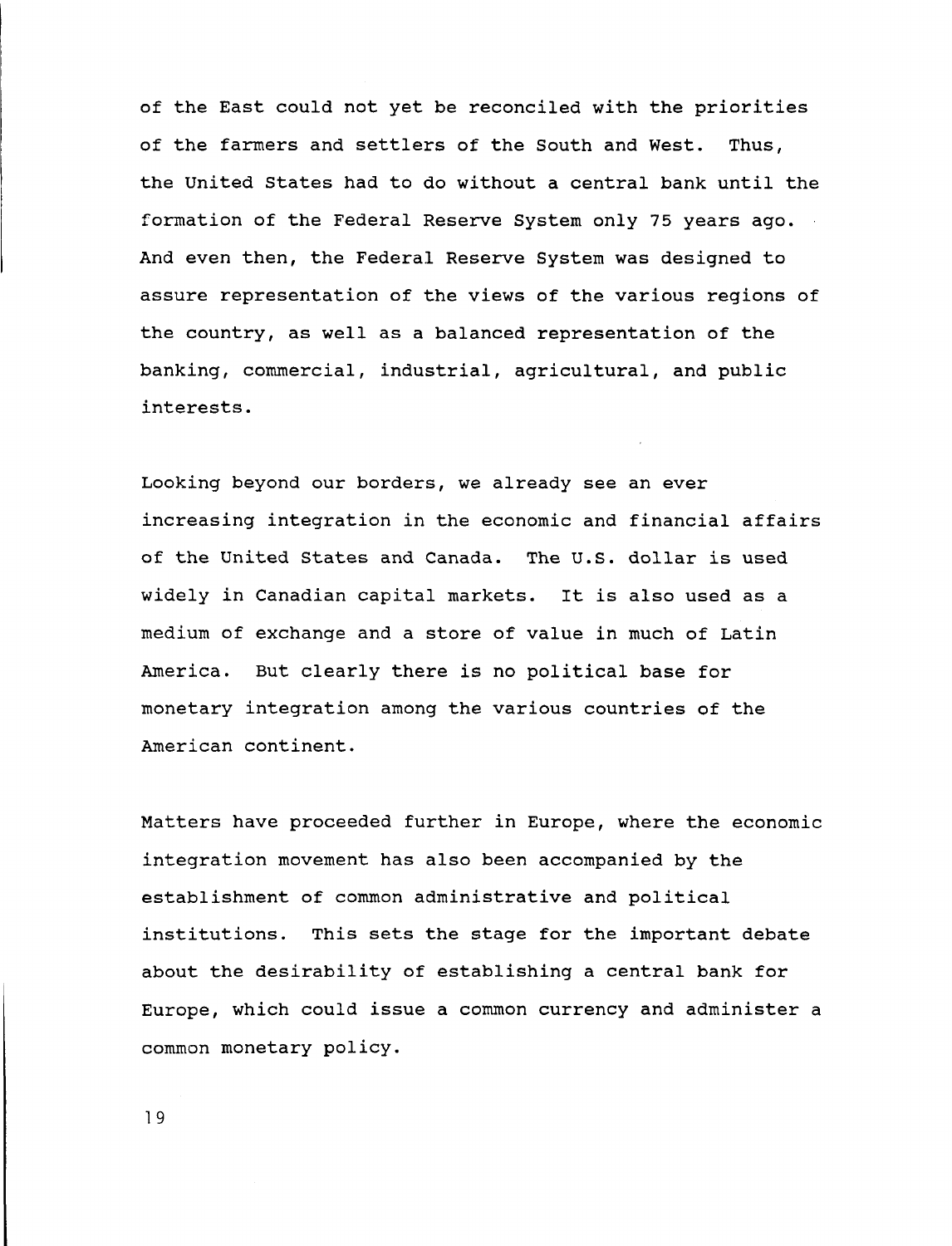of the East could not yet be reconciled with the priorities of the farmers and settlers of the South and West. Thus, the United States had to do without a central bank until the formation of the Federal Reserve System only 75 years ago. And even then, the Federal Reserve System was designed to assure representation of the views of the various regions of the country, as well as a balanced representation of the banking, commercial, industrial, agricultural, and public interests.

Looking beyond our borders, we already see an ever increasing integration in the economic and financial affairs of the United States and Canada. The U.S. dollar is used widely in Canadian capital markets. It is also used as a medium of exchange and a store of value in much of Latin America. But clearly there is no political base for monetary integration among the various countries of the American continent.

Matters have proceeded further in Europe, where the economic integration movement has also been accompanied by the establishment of common administrative and political institutions. This sets the stage for the important debate about the desirability of establishing a central bank for Europe, which could issue a common currency and administer a common monetary policy.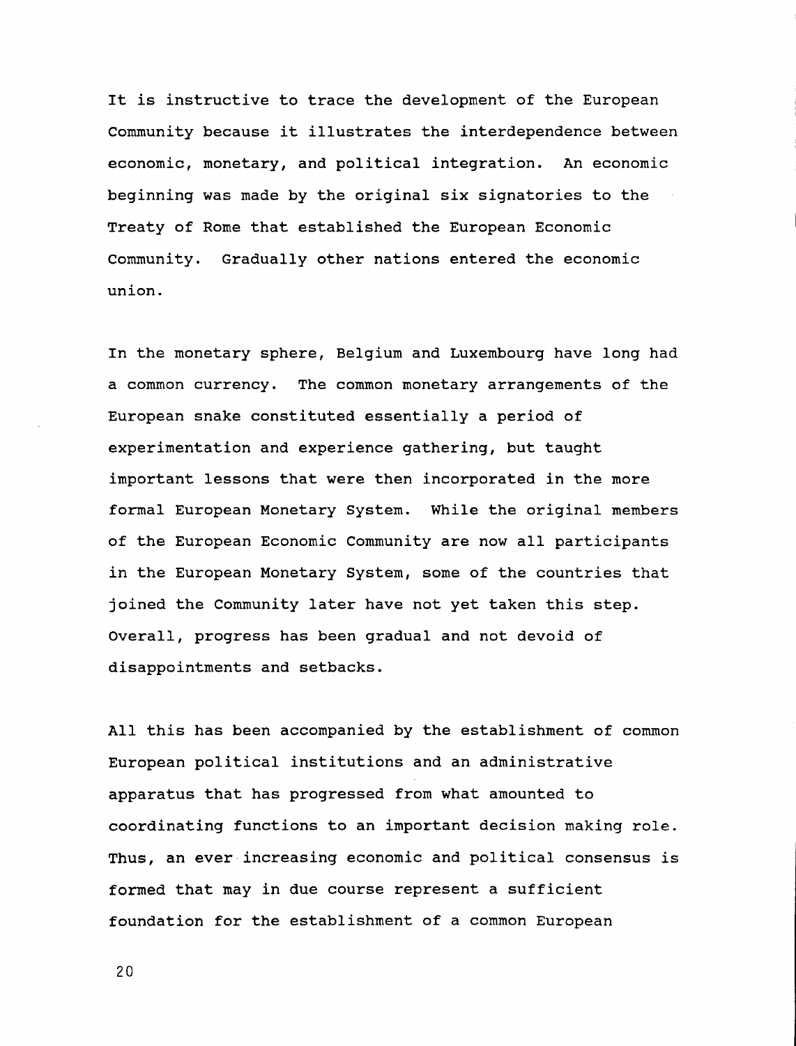It is instructive to trace the development of the European Community because it illustrates the interdependence between economic, monetary, and political integration. An economic beginning was made by the original six signatories to the Treaty of Rome that established the European Economic Community. Gradually other nations entered the economic union.

In the monetary sphere, Belgium and Luxembourg have long had a common currency. The common monetary arrangements of the European snake constituted essentially a period of experimentation and experience gathering, but taught important lessons that were then incorporated in the more formal European Monetary System. While the original members of the European Economic Community are now all participants in the European Monetary System, some of the countries that joined the Community later have not yet taken this step. Overall, progress has been gradual and not devoid of disappointments and setbacks.

All this has been accompanied by the establishment of common European political institutions and an administrative apparatus that has progressed from what amounted to coordinating functions to an important decision making role. Thus, an ever increasing economic and political consensus is formed that may in due course represent a sufficient foundation for the establishment of a common European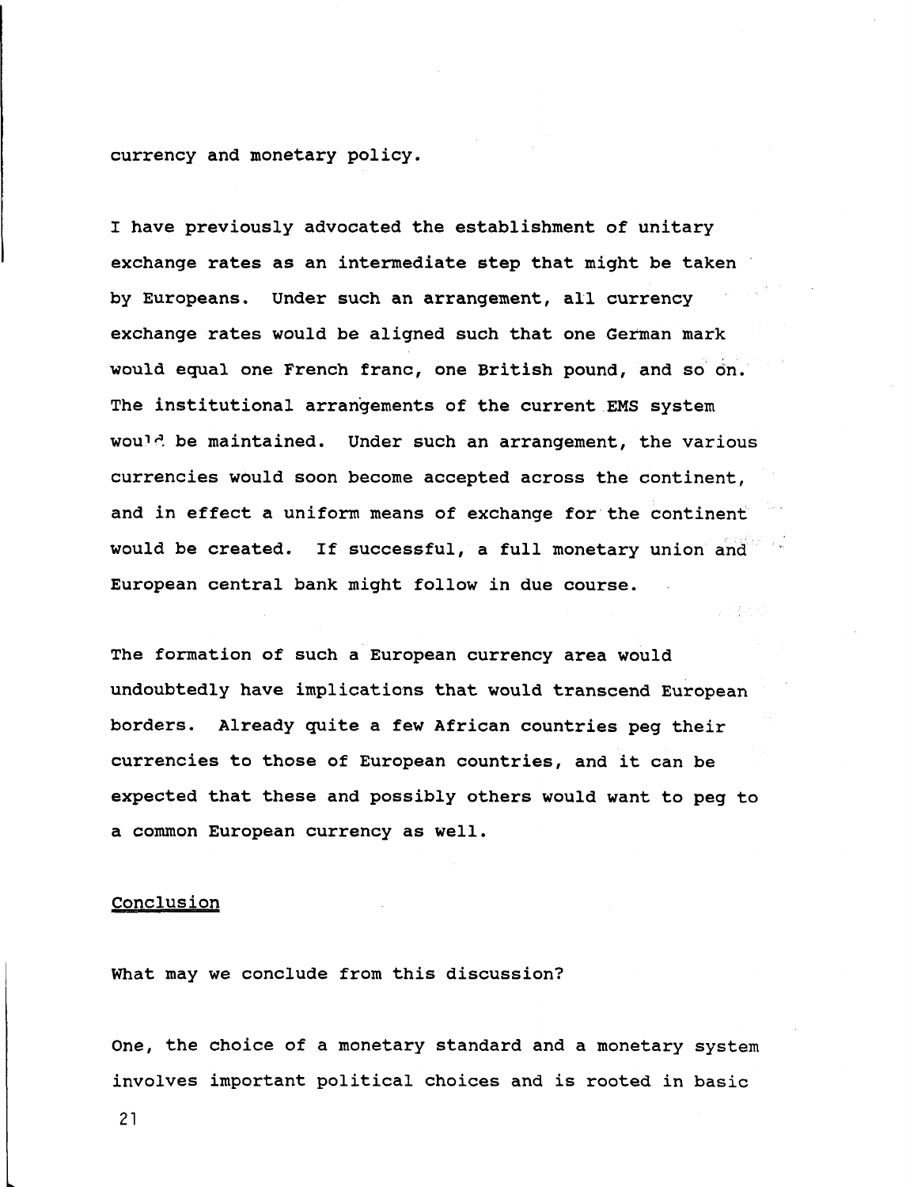currency and monetary policy.

I have previously advocated the establishment of unitary exchange rates as an intermediate step that might be taken by Europeans. Under such an arrangement, all currency exchange rates would be aligned such that one German mark would equal one French franc, one British pound, and so on. The institutional arrangements of the current EMS system would be maintained. Under such an arrangement, the various currencies would soon become accepted across the continent, and in effect a uniform means of exchange for the continent would be created. If successful, a full monetary union and European central bank might follow in due course.

The formation of such a European currency area would undoubtedly have implications that would transcend European borders. Already quite a few African countries peg their currencies to those of European countries, and it can be expected that these and possibly others would want to peg to a common European currency as well.

## Conclusion

What may we conclude from this discussion?

One, the choice of a monetary standard and a monetary system involves important political choices and is rooted in basic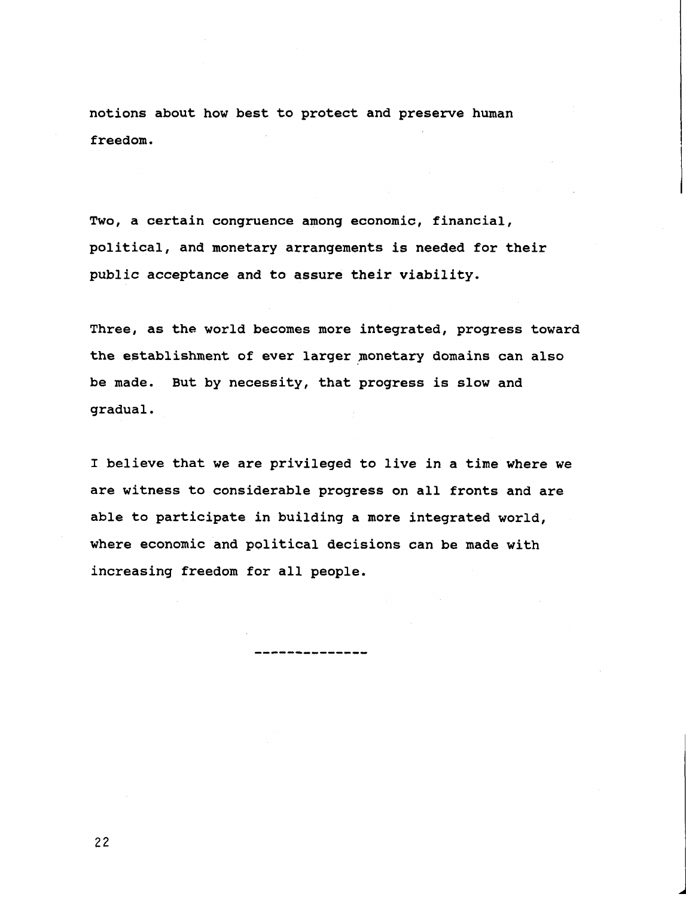notions about how best to protect and preserve human freedom.

Two, a certain congruence among economic, financial, political, and monetary arrangements is needed for their public acceptance and to assure their viability.

Three, as the world becomes more integrated, progress toward the establishment of ever larger monetary domains can also be made. But by necessity, that progress is slow and gradual.

I believe that we are privileged to live in a time where we are witness to considerable progress on all fronts and are able to participate in building a more integrated world, where economic and political decisions can be made with increasing freedom for all people.

--------------